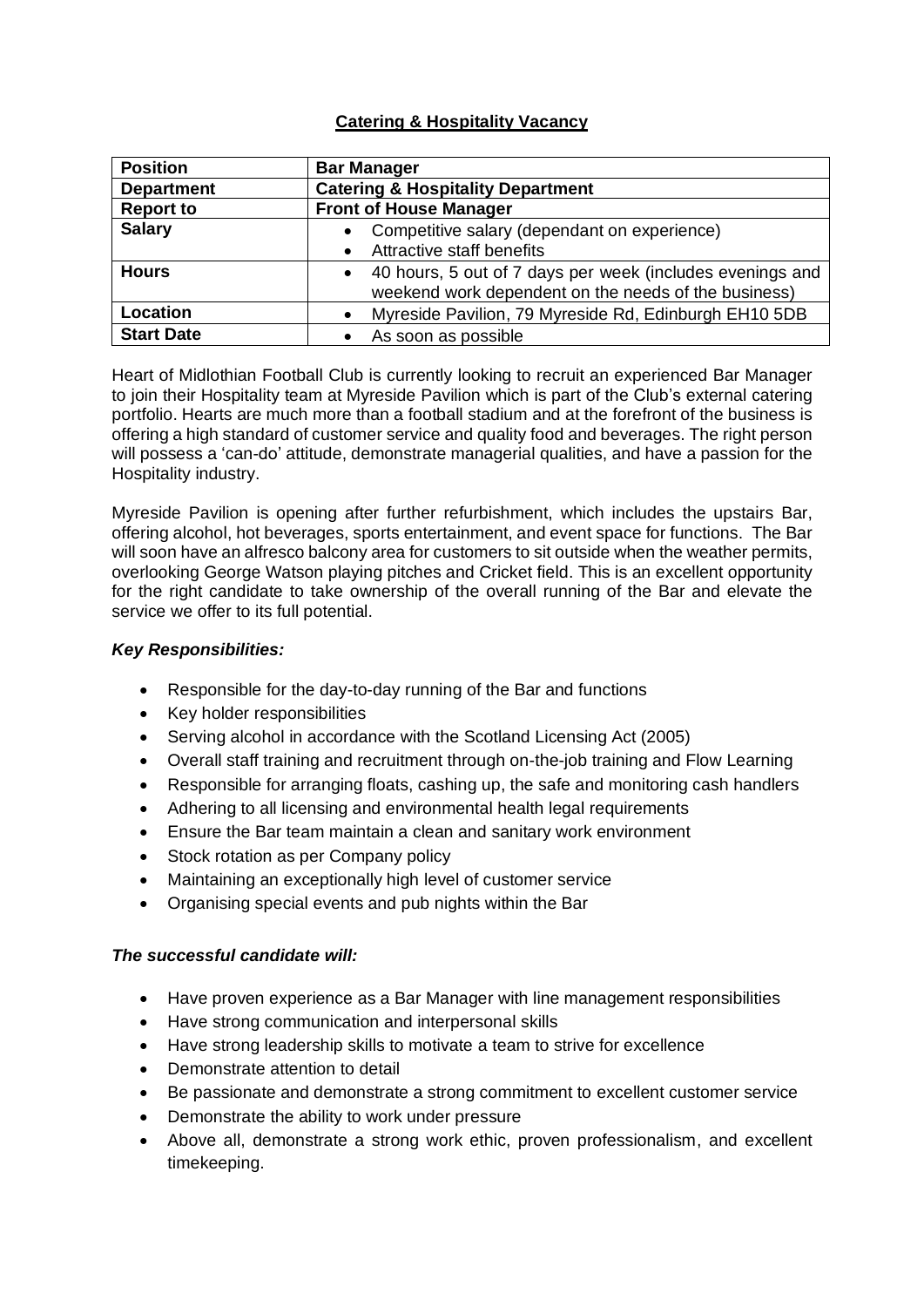## Catering & Hospitality Vacancy

| Position | Bar Manager |
| --- | --- |
| Department | Catering & Hospitality Department |
| Report to | Front of House Manager |
| Salary | • Competitive salary (dependant on experience)<br>• Attractive staff benefits |
| Hours | • 40 hours, 5 out of 7 days per week (includes evenings and weekend work dependent on the needs of the business) |
| Location | • Myreside Pavilion, 79 Myreside Rd, Edinburgh EH10 5DB |
| Start Date | • As soon as possible |

Heart of Midlothian Football Club is currently looking to recruit an experienced Bar Manager to join their Hospitality team at Myreside Pavilion which is part of the Club's external catering portfolio. Hearts are much more than a football stadium and at the forefront of the business is offering a high standard of customer service and quality food and beverages. The right person will possess a 'can-do' attitude, demonstrate managerial qualities, and have a passion for the Hospitality industry.

Myreside Pavilion is opening after further refurbishment, which includes the upstairs Bar, offering alcohol, hot beverages, sports entertainment, and event space for functions. The Bar will soon have an alfresco balcony area for customers to sit outside when the weather permits, overlooking George Watson playing pitches and Cricket field. This is an excellent opportunity for the right candidate to take ownership of the overall running of the Bar and elevate the service we offer to its full potential.

### *Key Responsibilities:*

- Responsible for the day-to-day running of the Bar and functions
- Key holder responsibilities
- Serving alcohol in accordance with the Scotland Licensing Act (2005)
- Overall staff training and recruitment through on-the-job training and Flow Learning
- Responsible for arranging floats, cashing up, the safe and monitoring cash handlers
- Adhering to all licensing and environmental health legal requirements
- Ensure the Bar team maintain a clean and sanitary work environment
- Stock rotation as per Company policy
- Maintaining an exceptionally high level of customer service
- Organising special events and pub nights within the Bar

### *The successful candidate will:*

- Have proven experience as a Bar Manager with line management responsibilities
- Have strong communication and interpersonal skills
- Have strong leadership skills to motivate a team to strive for excellence
- Demonstrate attention to detail
- Be passionate and demonstrate a strong commitment to excellent customer service
- Demonstrate the ability to work under pressure
- Above all, demonstrate a strong work ethic, proven professionalism, and excellent timekeeping.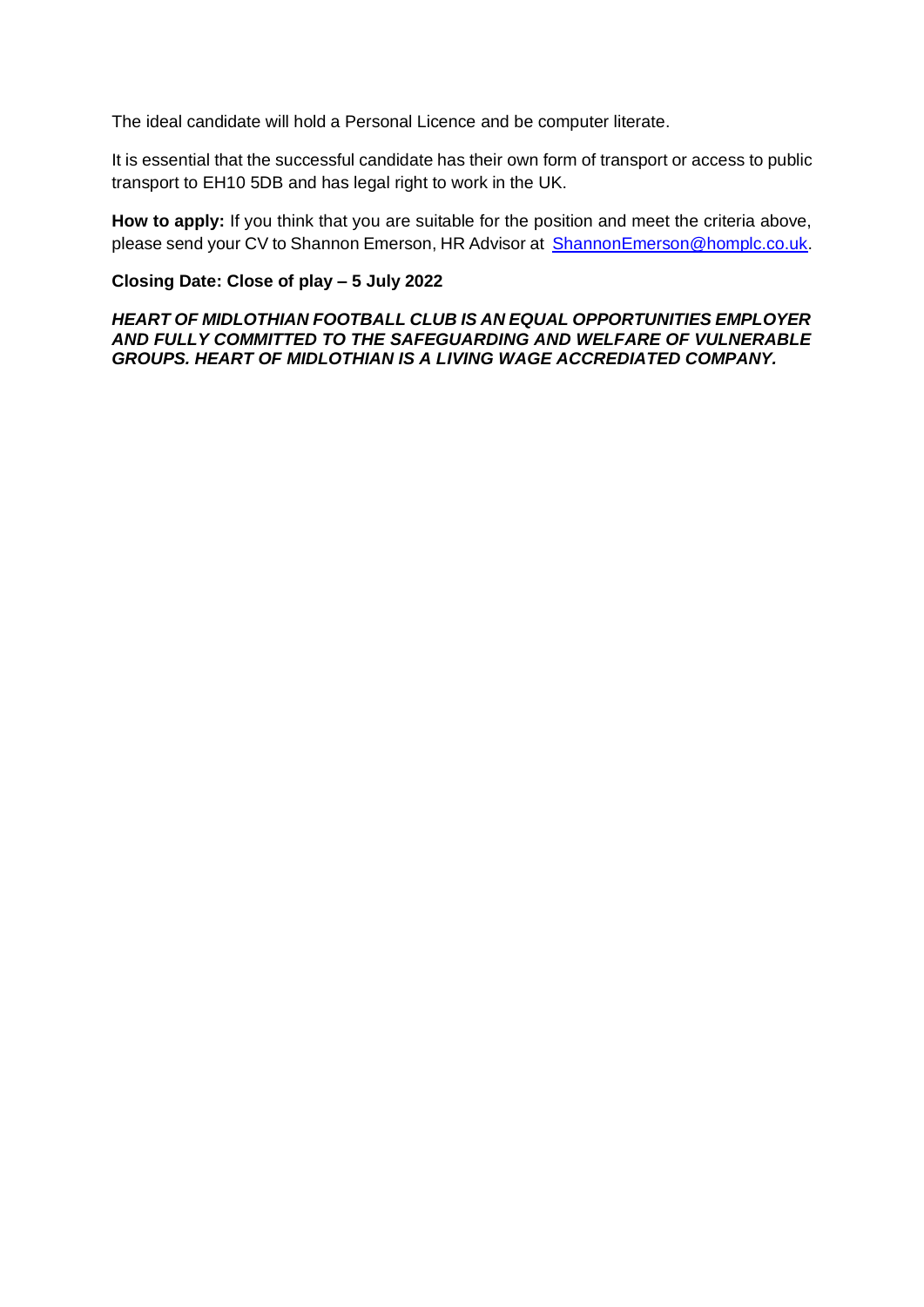The ideal candidate will hold a Personal Licence and be computer literate.

It is essential that the successful candidate has their own form of transport or access to public transport to EH10 5DB and has legal right to work in the UK.

**How to apply:** If you think that you are suitable for the position and meet the criteria above, please send your CV to Shannon Emerson, HR Advisor at ShannonEmerson@homplc.co.uk.

**Closing Date: Close of play – 5 July 2022**

***HEART OF MIDLOTHIAN FOOTBALL CLUB IS AN EQUAL OPPORTUNITIES EMPLOYER AND FULLY COMMITTED TO THE SAFEGUARDING AND WELFARE OF VULNERABLE GROUPS. HEART OF MIDLOTHIAN IS A LIVING WAGE ACCREDIATED COMPANY.***